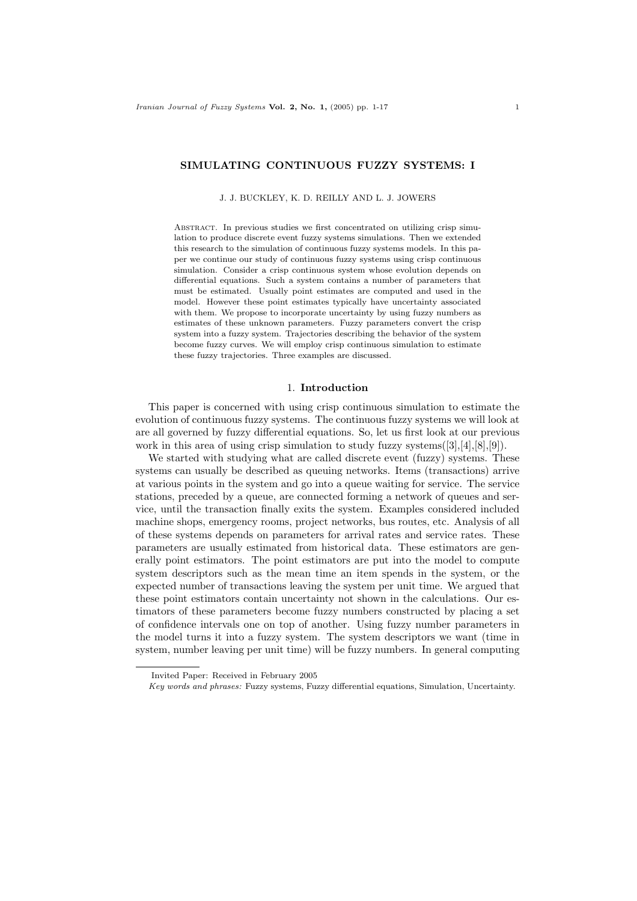# SIMULATING CONTINUOUS FUZZY SYSTEMS: I

J. J. BUCKLEY, K. D. REILLY AND L. J. JOWERS

Abstract. In previous studies we first concentrated on utilizing crisp simulation to produce discrete event fuzzy systems simulations. Then we extended this research to the simulation of continuous fuzzy systems models. In this paper we continue our study of continuous fuzzy systems using crisp continuous simulation. Consider a crisp continuous system whose evolution depends on differential equations. Such a system contains a number of parameters that must be estimated. Usually point estimates are computed and used in the model. However these point estimates typically have uncertainty associated with them. We propose to incorporate uncertainty by using fuzzy numbers as estimates of these unknown parameters. Fuzzy parameters convert the crisp system into a fuzzy system. Trajectories describing the behavior of the system become fuzzy curves. We will employ crisp continuous simulation to estimate these fuzzy trajectories. Three examples are discussed.

## 1. Introduction

This paper is concerned with using crisp continuous simulation to estimate the evolution of continuous fuzzy systems. The continuous fuzzy systems we will look at are all governed by fuzzy differential equations. So, let us first look at our previous work in this area of using crisp simulation to study fuzzy systems([3],[4],[8],[9]).

We started with studying what are called discrete event (fuzzy) systems. These systems can usually be described as queuing networks. Items (transactions) arrive at various points in the system and go into a queue waiting for service. The service stations, preceded by a queue, are connected forming a network of queues and service, until the transaction finally exits the system. Examples considered included machine shops, emergency rooms, project networks, bus routes, etc. Analysis of all of these systems depends on parameters for arrival rates and service rates. These parameters are usually estimated from historical data. These estimators are generally point estimators. The point estimators are put into the model to compute system descriptors such as the mean time an item spends in the system, or the expected number of transactions leaving the system per unit time. We argued that these point estimators contain uncertainty not shown in the calculations. Our estimators of these parameters become fuzzy numbers constructed by placing a set of confidence intervals one on top of another. Using fuzzy number parameters in the model turns it into a fuzzy system. The system descriptors we want (time in system, number leaving per unit time) will be fuzzy numbers. In general computing

Invited Paper: Received in February 2005

*Key words and phrases:* Fuzzy systems, Fuzzy differential equations, Simulation, Uncertainty.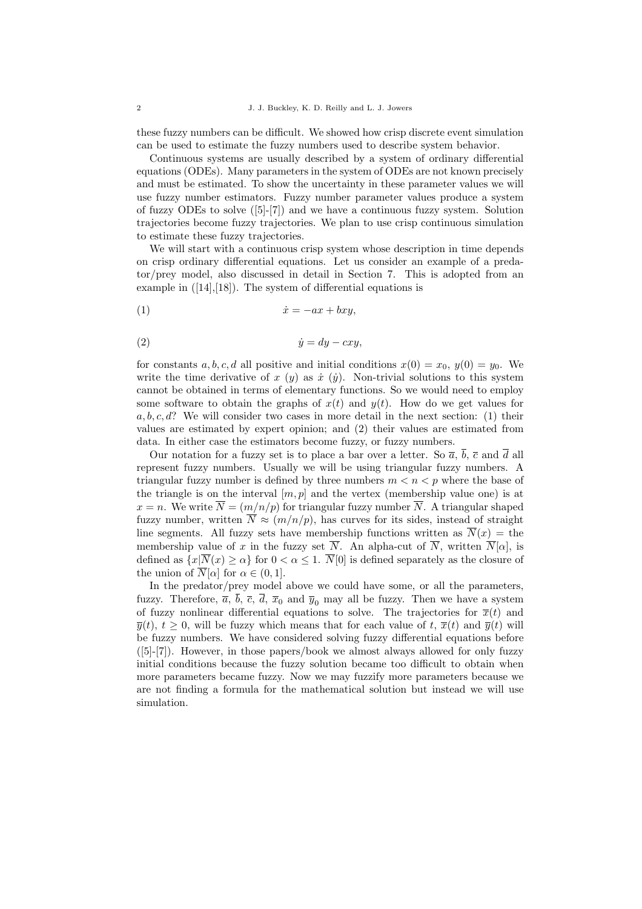these fuzzy numbers can be difficult. We showed how crisp discrete event simulation can be used to estimate the fuzzy numbers used to describe system behavior.

Continuous systems are usually described by a system of ordinary differential equations (ODEs). Many parameters in the system of ODEs are not known precisely and must be estimated. To show the uncertainty in these parameter values we will use fuzzy number estimators. Fuzzy number parameter values produce a system of fuzzy ODEs to solve ([5]-[7]) and we have a continuous fuzzy system. Solution trajectories become fuzzy trajectories. We plan to use crisp continuous simulation to estimate these fuzzy trajectories.

We will start with a continuous crisp system whose description in time depends on crisp ordinary differential equations. Let us consider an example of a predator/prey model, also discussed in detail in Section 7. This is adopted from an example in ([14],[18]). The system of differential equations is

$$\dot{x} = -ax + bxy, \tag{1}$$

$$\dot{y} = dy - cxy, \tag{2}$$

for constants $a, b, c, d$ all positive and initial conditions $x(0) = x_0$, $y(0) = y_0$. We write the time derivative of $x$ ($y$) as $\dot{x}$ ($\dot{y}$). Non-trivial solutions to this system cannot be obtained in terms of elementary functions. So we would need to employ some software to obtain the graphs of $x(t)$ and $y(t)$. How do we get values for $a, b, c, d$? We will consider two cases in more detail in the next section: (1) their values are estimated by expert opinion; and (2) their values are estimated from data. In either case the estimators become fuzzy, or fuzzy numbers.

Our notation for a fuzzy set is to place a bar over a letter. So $\overline{a}$, $\overline{b}$, $\overline{c}$ and $\overline{d}$ all represent fuzzy numbers. Usually we will be using triangular fuzzy numbers. A triangular fuzzy number is defined by three numbers $m < n < p$ where the base of the triangle is on the interval $[m, p]$ and the vertex (membership value one) is at $x = n$. We write $\overline{N} = (m/n/p)$ for triangular fuzzy number $\overline{N}$. A triangular shaped fuzzy number, written $\overline{N} \approx (m/n/p)$, has curves for its sides, instead of straight line segments. All fuzzy sets have membership functions written as $\overline{N}(x) =$ the membership value of $x$ in the fuzzy set $\overline{N}$. An alpha-cut of $\overline{N}$, written $\overline{N}[\alpha]$, is defined as $\{x|\overline{N}(x) \geq \alpha\}$ for $0 < \alpha \leq 1$. $\overline{N}[0]$ is defined separately as the closure of the union of $\overline{N}[\alpha]$ for $\alpha \in (0, 1]$.

In the predator/prey model above we could have some, or all the parameters, fuzzy. Therefore, $\overline{a}$, $\overline{b}$, $\overline{c}$, $\overline{d}$, $\overline{x}_0$ and $\overline{y}_0$ may all be fuzzy. Then we have a system of fuzzy nonlinear differential equations to solve. The trajectories for $\overline{x}(t)$ and $\overline{y}(t)$, $t \geq 0$, will be fuzzy which means that for each value of $t$, $\overline{x}(t)$ and $\overline{y}(t)$ will be fuzzy numbers. We have considered solving fuzzy differential equations before ([5]-[7]). However, in those papers/book we almost always allowed for only fuzzy initial conditions because the fuzzy solution became too difficult to obtain when more parameters became fuzzy. Now we may fuzzify more parameters because we are not finding a formula for the mathematical solution but instead we will use simulation.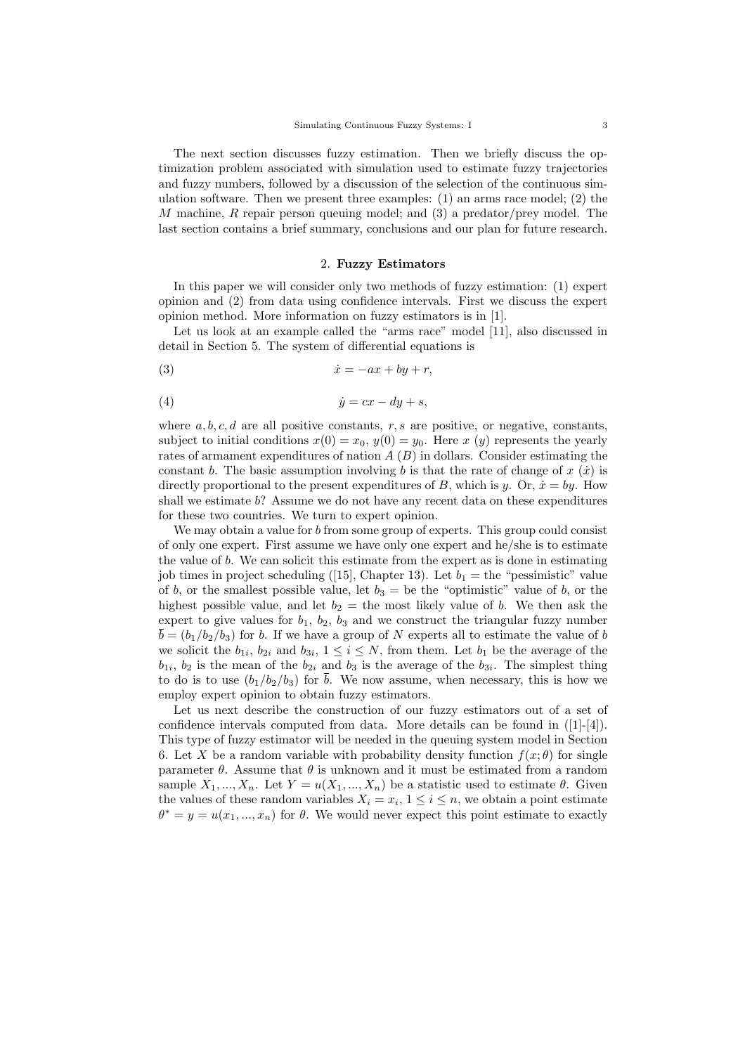The next section discusses fuzzy estimation. Then we briefly discuss the optimization problem associated with simulation used to estimate fuzzy trajectories and fuzzy numbers, followed by a discussion of the selection of the continuous simulation software. Then we present three examples: (1) an arms race model; (2) the $M$ machine, $R$ repair person queuing model; and (3) a predator/prey model. The last section contains a brief summary, conclusions and our plan for future research.

## 2. **Fuzzy Estimators**

In this paper we will consider only two methods of fuzzy estimation: (1) expert opinion and (2) from data using confidence intervals. First we discuss the expert opinion method. More information on fuzzy estimators is in [1].

Let us look at an example called the "arms race" model [11], also discussed in detail in Section 5. The system of differential equations is

$$\dot{x} = -ax + by + r, \tag{3}$$

$$\dot{y} = cx - dy + s, \tag{4}$$

where $a, b, c, d$ are all positive constants, $r, s$ are positive, or negative, constants, subject to initial conditions $x(0) = x_0$, $y(0) = y_0$. Here $x$ ($y$) represents the yearly rates of armament expenditures of nation $A$ ($B$) in dollars. Consider estimating the constant $b$. The basic assumption involving $b$ is that the rate of change of $x$ ($\dot{x}$) is directly proportional to the present expenditures of $B$, which is $y$. Or, $\dot{x} = by$. How shall we estimate $b$? Assume we do not have any recent data on these expenditures for these two countries. We turn to expert opinion.

We may obtain a value for $b$ from some group of experts. This group could consist of only one expert. First assume we have only one expert and he/she is to estimate the value of $b$. We can solicit this estimate from the expert as is done in estimating job times in project scheduling ([15], Chapter 13). Let $b_1$ = the "pessimistic" value of $b$, or the smallest possible value, let $b_3$ = be the "optimistic" value of $b$, or the highest possible value, and let $b_2$ = the most likely value of $b$. We then ask the expert to give values for $b_1$, $b_2$, $b_3$ and we construct the triangular fuzzy number $\overline{b} = (b_1/b_2/b_3)$ for $b$. If we have a group of $N$ experts all to estimate the value of $b$ we solicit the $b_{1i}$, $b_{2i}$ and $b_{3i}$, $1 \leq i \leq N$, from them. Let $b_1$ be the average of the $b_{1i}$, $b_2$ is the mean of the $b_{2i}$ and $b_3$ is the average of the $b_{3i}$. The simplest thing to do is to use $(b_1/b_2/b_3)$ for $\overline{b}$. We now assume, when necessary, this is how we employ expert opinion to obtain fuzzy estimators.

Let us next describe the construction of our fuzzy estimators out of a set of confidence intervals computed from data. More details can be found in ([1]-[4]). This type of fuzzy estimator will be needed in the queuing system model in Section 6. Let $X$ be a random variable with probability density function $f(x;\theta)$ for single parameter $\theta$. Assume that $\theta$ is unknown and it must be estimated from a random sample $X_1, ..., X_n$. Let $Y = u(X_1, ..., X_n)$ be a statistic used to estimate $\theta$. Given the values of these random variables $X_i = x_i$, $1 \leq i \leq n$, we obtain a point estimate $\theta^* = y = u(x_1, ..., x_n)$ for $\theta$. We would never expect this point estimate to exactly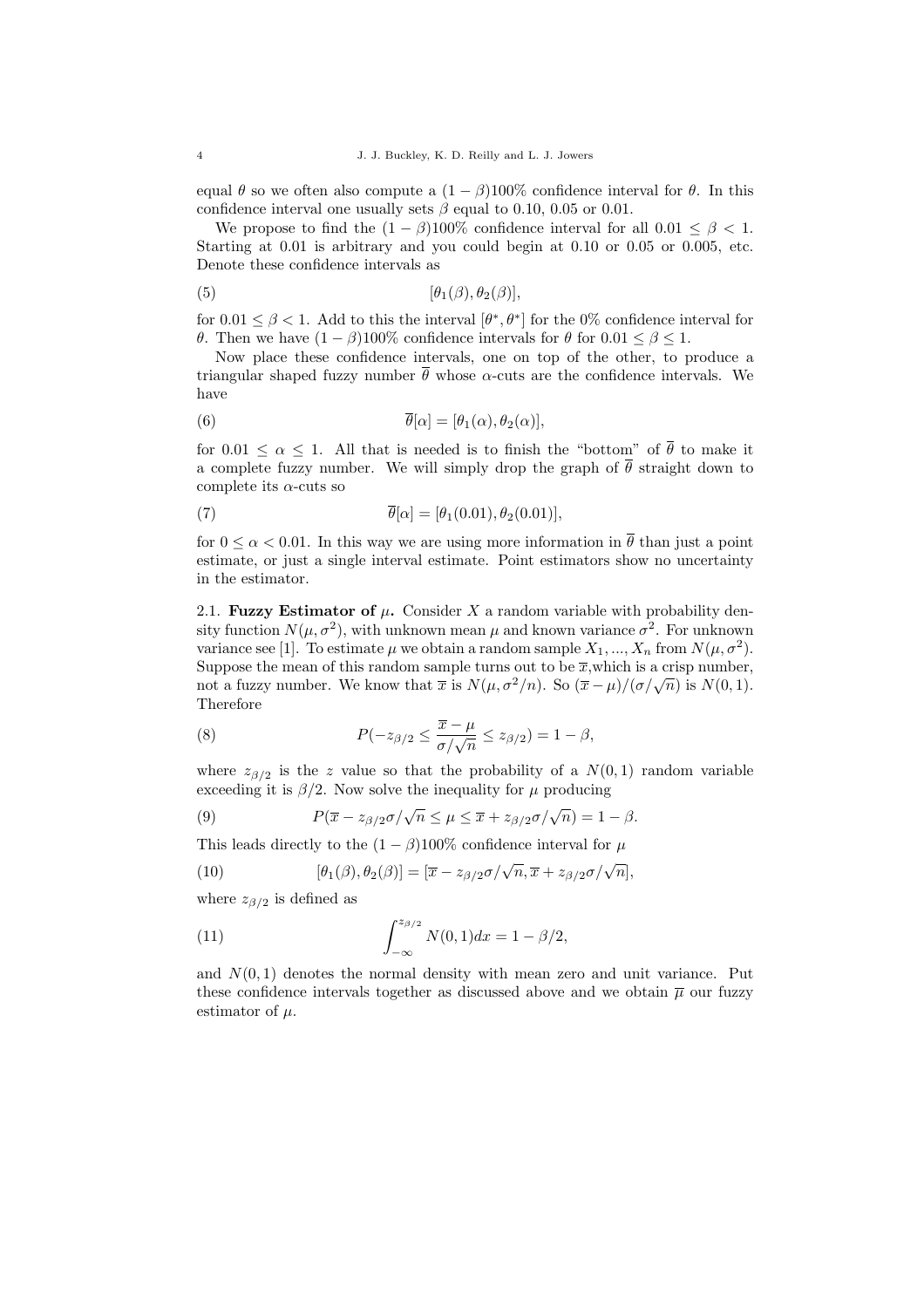equal $\theta$ so we often also compute a $(1-\beta)100\%$ confidence interval for $\theta$. In this confidence interval one usually sets $\beta$ equal to 0.10, 0.05 or 0.01.

We propose to find the $(1-\beta)100\%$ confidence interval for all $0.01 \leq \beta < 1$. Starting at 0.01 is arbitrary and you could begin at 0.10 or 0.05 or 0.005, etc. Denote these confidence intervals as

$$[\theta_1(\beta), \theta_2(\beta)], \tag{5}$$

for $0.01 \leq \beta < 1$. Add to this the interval $[\theta^*, \theta^*]$ for the 0% confidence interval for $\theta$. Then we have $(1-\beta)100\%$ confidence intervals for $\theta$ for $0.01 \leq \beta \leq 1$.

Now place these confidence intervals, one on top of the other, to produce a triangular shaped fuzzy number $\overline{\theta}$ whose $\alpha$-cuts are the confidence intervals. We have

$$\overline{\theta}[\alpha] = [\theta_1(\alpha), \theta_2(\alpha)], \tag{6}$$

for $0.01 \leq \alpha \leq 1$. All that is needed is to finish the "bottom" of $\overline{\theta}$ to make it a complete fuzzy number. We will simply drop the graph of $\overline{\theta}$ straight down to complete its $\alpha$-cuts so

$$\overline{\theta}[\alpha] = [\theta_1(0.01), \theta_2(0.01)], \tag{7}$$

for $0 \leq \alpha < 0.01$. In this way we are using more information in $\overline{\theta}$ than just a point estimate, or just a single interval estimate. Point estimators show no uncertainty in the estimator.

2.1. **Fuzzy Estimator of $\mu$.** Consider $X$ a random variable with probability density function $N(\mu, \sigma^2)$, with unknown mean $\mu$ and known variance $\sigma^2$. For unknown variance see [1]. To estimate $\mu$ we obtain a random sample $X_1, ..., X_n$ from $N(\mu, \sigma^2)$. Suppose the mean of this random sample turns out to be $\overline{x}$,which is a crisp number, not a fuzzy number. We know that $\overline{x}$ is $N(\mu, \sigma^2/n)$. So $(\overline{x}-\mu)/(\sigma/\sqrt{n})$ is $N(0,1)$. Therefore

$$P(-z_{\beta/2} \leq \frac{\overline{x}-\mu}{\sigma/\sqrt{n}} \leq z_{\beta/2}) = 1-\beta, \tag{8}$$

where $z_{\beta/2}$ is the $z$ value so that the probability of a $N(0,1)$ random variable exceeding it is $\beta/2$. Now solve the inequality for $\mu$ producing

$$P(\overline{x} - z_{\beta/2}\sigma/\sqrt{n} \leq \mu \leq \overline{x} + z_{\beta/2}\sigma/\sqrt{n}) = 1-\beta. \tag{9}$$

This leads directly to the $(1-\beta)100\%$ confidence interval for $\mu$

$$[\theta_1(\beta), \theta_2(\beta)] = [\overline{x} - z_{\beta/2}\sigma/\sqrt{n}, \overline{x} + z_{\beta/2}\sigma/\sqrt{n}], \tag{10}$$

where $z_{\beta/2}$ is defined as

$$\int_{-\infty}^{z_{\beta/2}} N(0,1)dx = 1-\beta/2, \tag{11}$$

and $N(0,1)$ denotes the normal density with mean zero and unit variance. Put these confidence intervals together as discussed above and we obtain $\overline{\mu}$ our fuzzy estimator of $\mu$.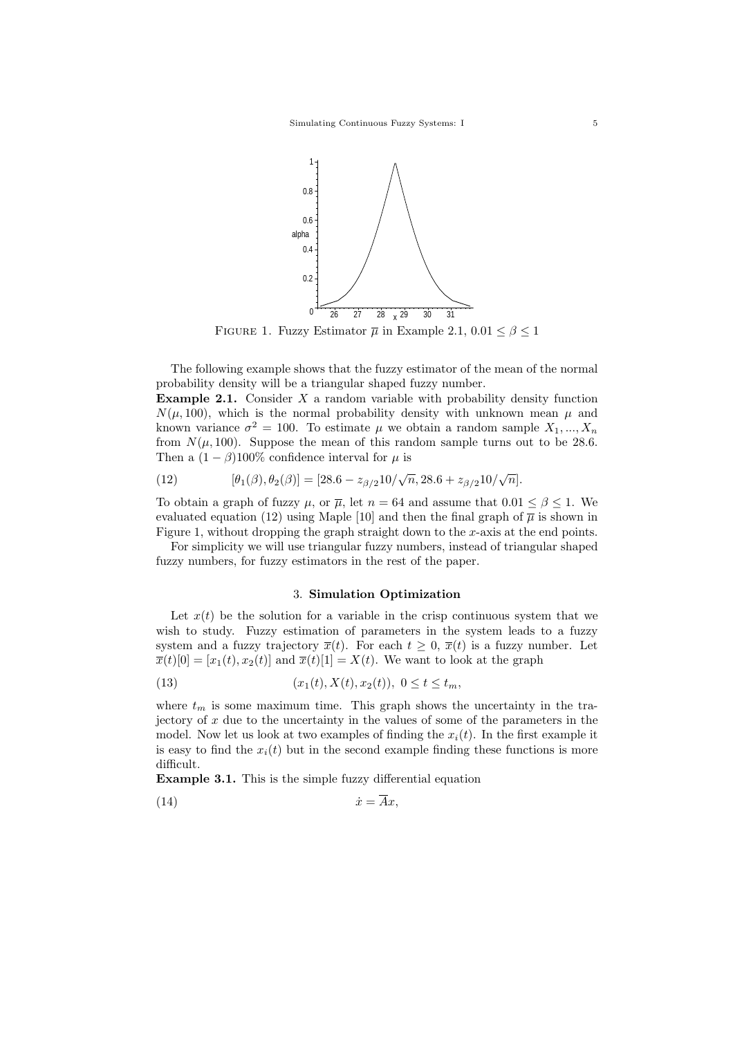FIGURE 1. Fuzzy Estimator $\overline{\mu}$ in Example 2.1, $0.01 \leq \beta \leq 1$

The following example shows that the fuzzy estimator of the mean of the normal probability density will be a triangular shaped fuzzy number.

**Example 2.1.** Consider $X$ a random variable with probability density function $N(\mu, 100)$, which is the normal probability density with unknown mean $\mu$ and known variance $\sigma^2 = 100$. To estimate $\mu$ we obtain a random sample $X_1, ..., X_n$ from $N(\mu, 100)$. Suppose the mean of this random sample turns out to be 28.6. Then a $(1 - \beta)100\%$ confidence interval for $\mu$ is

$$[\theta_1(\beta), \theta_2(\beta)] = [28.6 - z_{\beta/2}10/\sqrt{n}, 28.6 + z_{\beta/2}10/\sqrt{n}]. \tag{12}$$

To obtain a graph of fuzzy $\mu$, or $\overline{\mu}$, let $n = 64$ and assume that $0.01 \leq \beta \leq 1$. We evaluated equation (12) using Maple [10] and then the final graph of $\overline{\mu}$ is shown in Figure 1, without dropping the graph straight down to the $x$-axis at the end points.

For simplicity we will use triangular fuzzy numbers, instead of triangular shaped fuzzy numbers, for fuzzy estimators in the rest of the paper.

## 3. Simulation Optimization

Let $x(t)$ be the solution for a variable in the crisp continuous system that we wish to study. Fuzzy estimation of parameters in the system leads to a fuzzy system and a fuzzy trajectory $\overline{x}(t)$. For each $t \geq 0$, $\overline{x}(t)$ is a fuzzy number. Let $\overline{x}(t)[0] = [x_1(t), x_2(t)]$ and $\overline{x}(t)[1] = X(t)$. We want to look at the graph

$$(x_1(t), X(t), x_2(t)),\ 0 \leq t \leq t_m, \tag{13}$$

where $t_m$ is some maximum time. This graph shows the uncertainty in the trajectory of $x$ due to the uncertainty in the values of some of the parameters in the model. Now let us look at two examples of finding the $x_i(t)$. In the first example it is easy to find the $x_i(t)$ but in the second example finding these functions is more difficult.

**Example 3.1.** This is the simple fuzzy differential equation

$$\dot{x} = \overline{A}x, \tag{14}$$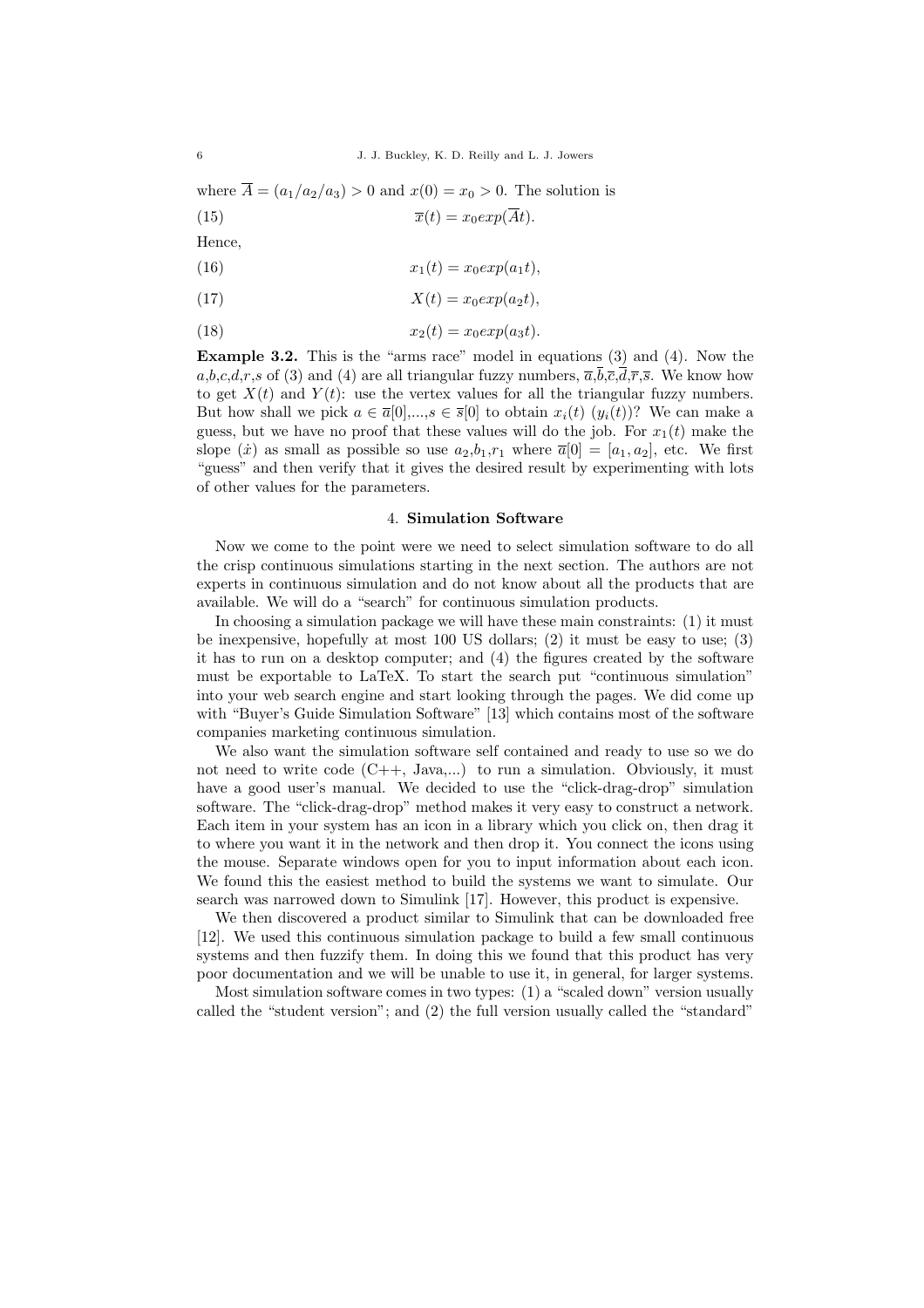where $\overline{A} = (a_1/a_2/a_3) > 0$ and $x(0) = x_0 > 0$. The solution is

$$\overline{x}(t) = x_0 exp(\overline{A}t). \tag{15}$$

Hence,

$$x_1(t) = x_0 exp(a_1 t), \tag{16}$$

$$X(t) = x_0 exp(a_2 t), \tag{17}$$

$$x_2(t) = x_0 exp(a_3 t). \tag{18}$$

**Example 3.2.** This is the "arms race" model in equations (3) and (4). Now the $a$,$b$,$c$,$d$,$r$,$s$ of (3) and (4) are all triangular fuzzy numbers, $\overline{a}$,$\overline{b}$,$\overline{c}$,$\overline{d}$,$\overline{r}$,$\overline{s}$. We know how to get $X(t)$ and $Y(t)$: use the vertex values for all the triangular fuzzy numbers. But how shall we pick $a \in \overline{a}[0]$,...,$s \in \overline{s}[0]$ to obtain $x_i(t)$ $(y_i(t))$? We can make a guess, but we have no proof that these values will do the job. For $x_1(t)$ make the slope $(\dot{x})$ as small as possible so use $a_2$,$b_1$,$r_1$ where $\overline{a}[0] = [a_1, a_2]$, etc. We first "guess" and then verify that it gives the desired result by experimenting with lots of other values for the parameters.

## 4. Simulation Software

Now we come to the point were we need to select simulation software to do all the crisp continuous simulations starting in the next section. The authors are not experts in continuous simulation and do not know about all the products that are available. We will do a "search" for continuous simulation products.

In choosing a simulation package we will have these main constraints: (1) it must be inexpensive, hopefully at most 100 US dollars; (2) it must be easy to use; (3) it has to run on a desktop computer; and (4) the figures created by the software must be exportable to LaTeX. To start the search put "continuous simulation" into your web search engine and start looking through the pages. We did come up with "Buyer's Guide Simulation Software" [13] which contains most of the software companies marketing continuous simulation.

We also want the simulation software self contained and ready to use so we do not need to write code (C++, Java,...) to run a simulation. Obviously, it must have a good user's manual. We decided to use the "click-drag-drop" simulation software. The "click-drag-drop" method makes it very easy to construct a network. Each item in your system has an icon in a library which you click on, then drag it to where you want it in the network and then drop it. You connect the icons using the mouse. Separate windows open for you to input information about each icon. We found this the easiest method to build the systems we want to simulate. Our search was narrowed down to Simulink [17]. However, this product is expensive.

We then discovered a product similar to Simulink that can be downloaded free [12]. We used this continuous simulation package to build a few small continuous systems and then fuzzify them. In doing this we found that this product has very poor documentation and we will be unable to use it, in general, for larger systems.

Most simulation software comes in two types: (1) a "scaled down" version usually called the "student version"; and (2) the full version usually called the "standard"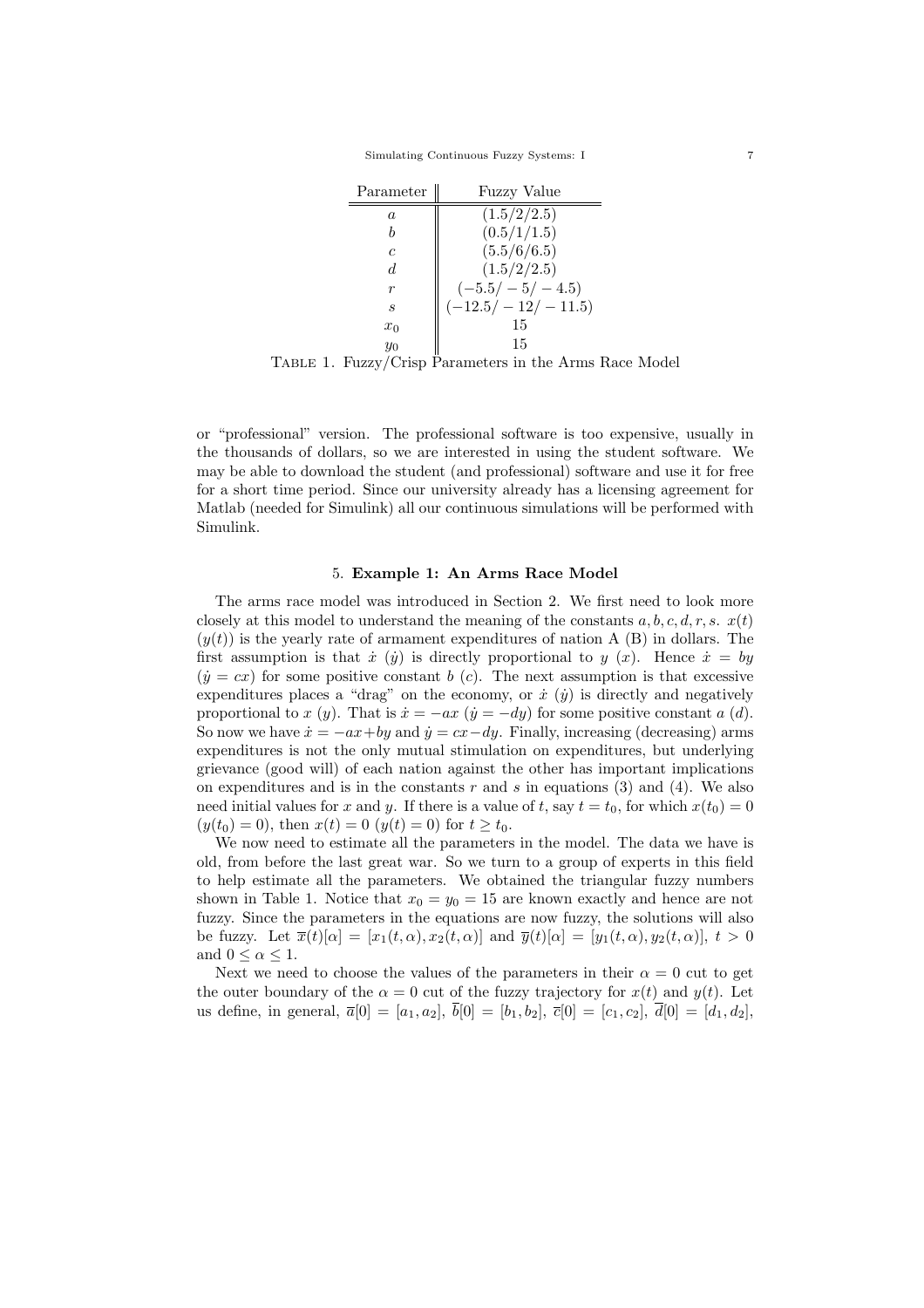| Parameter | Fuzzy Value |
|---|---|
| $a$ | $(1.5/2/2.5)$ |
| $b$ | $(0.5/1/1.5)$ |
| $c$ | $(5.5/6/6.5)$ |
| $d$ | $(1.5/2/2.5)$ |
| $r$ | $(-5.5/-5/-4.5)$ |
| $s$ | $(-12.5/-12/-11.5)$ |
| $x_0$ | 15 |
| $y_0$ | 15 |

Table 1. Fuzzy/Crisp Parameters in the Arms Race Model

or "professional" version. The professional software is too expensive, usually in the thousands of dollars, so we are interested in using the student software. We may be able to download the student (and professional) software and use it for free for a short time period. Since our university already has a licensing agreement for Matlab (needed for Simulink) all our continuous simulations will be performed with Simulink.

## 5. **Example 1: An Arms Race Model**

The arms race model was introduced in Section 2. We first need to look more closely at this model to understand the meaning of the constants $a, b, c, d, r, s$. $x(t)$ ($y(t)$) is the yearly rate of armament expenditures of nation A (B) in dollars. The first assumption is that $\dot{x}$ ($\dot{y}$) is directly proportional to $y$ ($x$). Hence $\dot{x} = by$ ($\dot{y} = cx$) for some positive constant $b$ ($c$). The next assumption is that excessive expenditures places a "drag" on the economy, or $\dot{x}$ ($\dot{y}$) is directly and negatively proportional to $x$ ($y$). That is $\dot{x} = -ax$ ($\dot{y} = -dy$) for some positive constant $a$ ($d$). So now we have $\dot{x} = -ax + by$ and $\dot{y} = cx - dy$. Finally, increasing (decreasing) arms expenditures is not the only mutual stimulation on expenditures, but underlying grievance (good will) of each nation against the other has important implications on expenditures and is in the constants $r$ and $s$ in equations (3) and (4). We also need initial values for $x$ and $y$. If there is a value of $t$, say $t = t_0$, for which $x(t_0) = 0$ ($y(t_0) = 0$), then $x(t) = 0$ ($y(t) = 0$) for $t \geq t_0$.

We now need to estimate all the parameters in the model. The data we have is old, from before the last great war. So we turn to a group of experts in this field to help estimate all the parameters. We obtained the triangular fuzzy numbers shown in Table 1. Notice that $x_0 = y_0 = 15$ are known exactly and hence are not fuzzy. Since the parameters in the equations are now fuzzy, the solutions will also be fuzzy. Let $\overline{x}(t)[\alpha] = [x_1(t,\alpha), x_2(t,\alpha)]$ and $\overline{y}(t)[\alpha] = [y_1(t,\alpha), y_2(t,\alpha)]$, $t > 0$ and $0 \leq \alpha \leq 1$.

Next we need to choose the values of the parameters in their $\alpha = 0$ cut to get the outer boundary of the $\alpha = 0$ cut of the fuzzy trajectory for $x(t)$ and $y(t)$. Let us define, in general, $\overline{a}[0] = [a_1, a_2]$, $\overline{b}[0] = [b_1, b_2]$, $\overline{c}[0] = [c_1, c_2]$, $\overline{d}[0] = [d_1, d_2]$,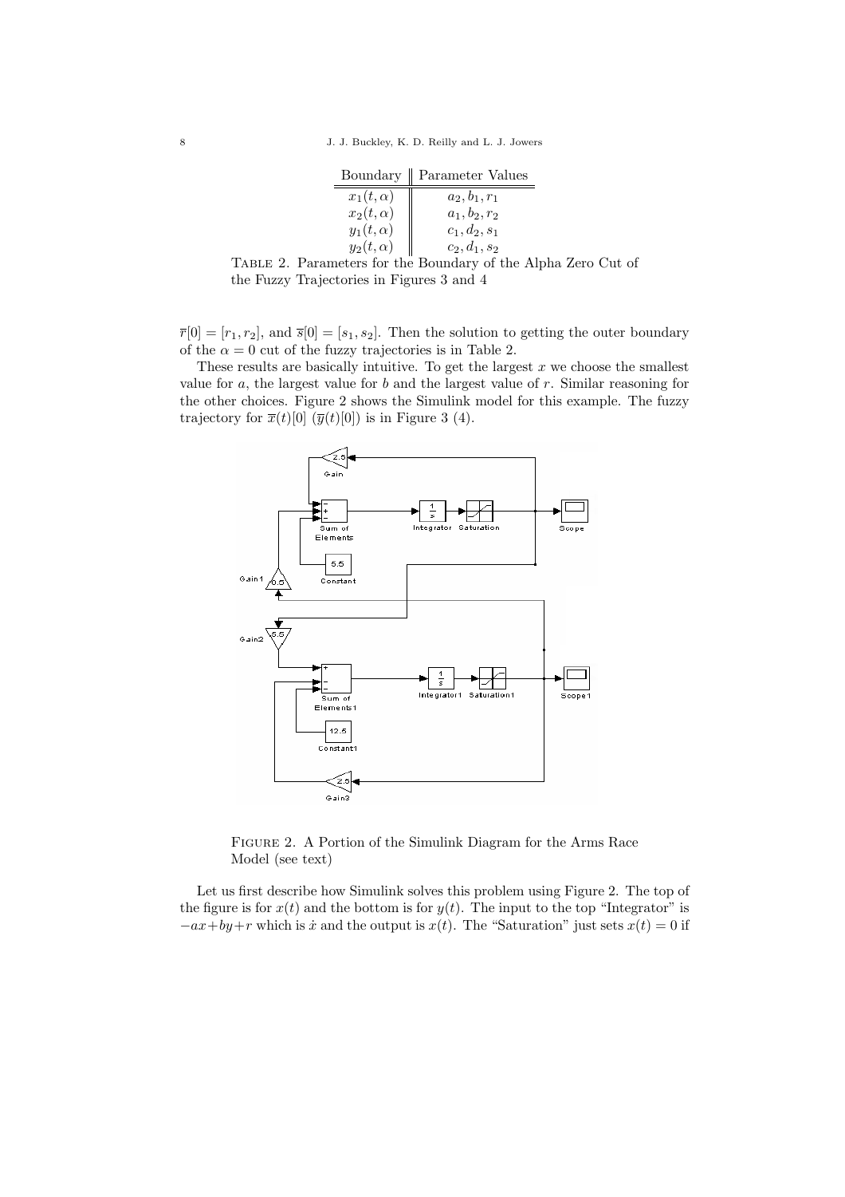| Boundary | Parameter Values |
|---|---|
| $x_1(t,\alpha)$ | $a_2, b_1, r_1$ |
| $x_2(t,\alpha)$ | $a_1, b_2, r_2$ |
| $y_1(t,\alpha)$ | $c_1, d_2, s_1$ |
| $y_2(t,\alpha)$ | $c_2, d_1, s_2$ |

TABLE 2. Parameters for the Boundary of the Alpha Zero Cut of the Fuzzy Trajectories in Figures 3 and 4

$\overline{r}[0] = [r_1, r_2]$, and $\overline{s}[0] = [s_1, s_2]$. Then the solution to getting the outer boundary of the $\alpha = 0$ cut of the fuzzy trajectories is in Table 2.

These results are basically intuitive. To get the largest $x$ we choose the smallest value for $a$, the largest value for $b$ and the largest value of $r$. Similar reasoning for the other choices. Figure 2 shows the Simulink model for this example. The fuzzy trajectory for $\overline{x}(t)[0]$ ($\overline{y}(t)[0]$) is in Figure 3 (4).

FIGURE 2. A Portion of the Simulink Diagram for the Arms Race Model (see text)

Let us first describe how Simulink solves this problem using Figure 2. The top of the figure is for $x(t)$ and the bottom is for $y(t)$. The input to the top "Integrator" is $-ax+by+r$ which is $\dot{x}$ and the output is $x(t)$. The "Saturation" just sets $x(t) = 0$ if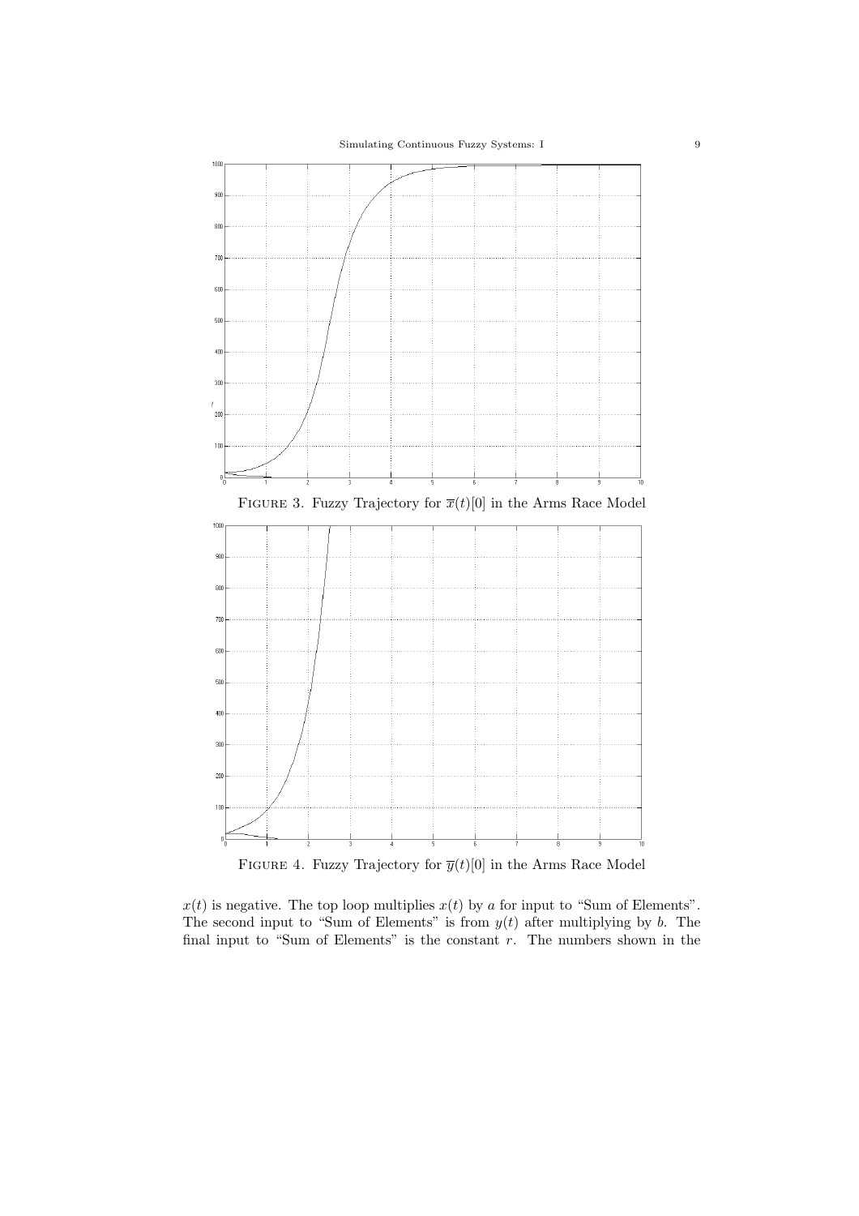FIGURE 3. Fuzzy Trajectory for $\overline{x}(t)[0]$ in the Arms Race Model

FIGURE 4. Fuzzy Trajectory for $\overline{y}(t)[0]$ in the Arms Race Model

$x(t)$ is negative. The top loop multiplies $x(t)$ by $a$ for input to "Sum of Elements". The second input to "Sum of Elements" is from $y(t)$ after multiplying by $b$. The final input to "Sum of Elements" is the constant $r$. The numbers shown in the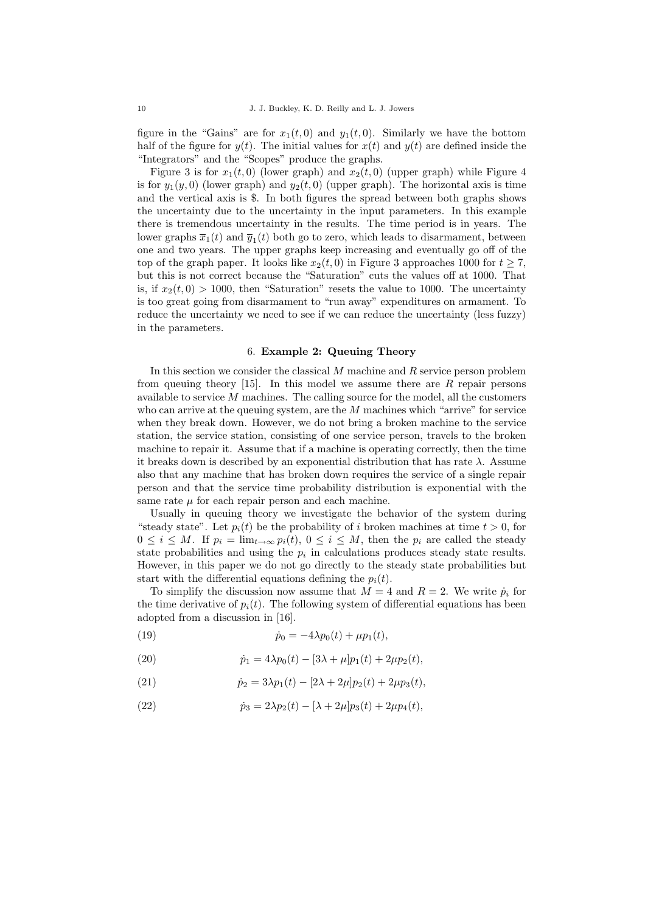figure in the "Gains" are for $x_1(t, 0)$ and $y_1(t, 0)$. Similarly we have the bottom half of the figure for $y(t)$. The initial values for $x(t)$ and $y(t)$ are defined inside the "Integrators" and the "Scopes" produce the graphs.

Figure 3 is for $x_1(t, 0)$ (lower graph) and $x_2(t, 0)$ (upper graph) while Figure 4 is for $y_1(y, 0)$ (lower graph) and $y_2(t, 0)$ (upper graph). The horizontal axis is time and the vertical axis is \$. In both figures the spread between both graphs shows the uncertainty due to the uncertainty in the input parameters. In this example there is tremendous uncertainty in the results. The time period is in years. The lower graphs $\overline{x}_1(t)$ and $\overline{y}_1(t)$ both go to zero, which leads to disarmament, between one and two years. The upper graphs keep increasing and eventually go off of the top of the graph paper. It looks like $x_2(t, 0)$ in Figure 3 approaches 1000 for $t \geq 7$, but this is not correct because the "Saturation" cuts the values off at 1000. That is, if $x_2(t, 0) > 1000$, then "Saturation" resets the value to 1000. The uncertainty is too great going from disarmament to "run away" expenditures on armament. To reduce the uncertainty we need to see if we can reduce the uncertainty (less fuzzy) in the parameters.

## 6. Example 2: Queuing Theory

In this section we consider the classical $M$ machine and $R$ service person problem from queuing theory [15]. In this model we assume there are $R$ repair persons available to service $M$ machines. The calling source for the model, all the customers who can arrive at the queuing system, are the $M$ machines which "arrive" for service when they break down. However, we do not bring a broken machine to the service station, the service station, consisting of one service person, travels to the broken machine to repair it. Assume that if a machine is operating correctly, then the time it breaks down is described by an exponential distribution that has rate $\lambda$. Assume also that any machine that has broken down requires the service of a single repair person and that the service time probability distribution is exponential with the same rate $\mu$ for each repair person and each machine.

Usually in queuing theory we investigate the behavior of the system during "steady state". Let $p_i(t)$ be the probability of $i$ broken machines at time $t > 0$, for $0 \leq i \leq M$. If $p_i = \lim_{t\to\infty} p_i(t)$, $0 \leq i \leq M$, then the $p_i$ are called the steady state probabilities and using the $p_i$ in calculations produces steady state results. However, in this paper we do not go directly to the steady state probabilities but start with the differential equations defining the $p_i(t)$.

To simplify the discussion now assume that $M = 4$ and $R = 2$. We write $\dot{p}_i$ for the time derivative of $p_i(t)$. The following system of differential equations has been adopted from a discussion in [16].

$$\dot{p}_0 = -4\lambda p_0(t) + \mu p_1(t), \tag{19}$$

$$\dot{p}_1 = 4\lambda p_0(t) - [3\lambda + \mu]p_1(t) + 2\mu p_2(t), \tag{20}$$

$$\dot{p}_2 = 3\lambda p_1(t) - [2\lambda + 2\mu]p_2(t) + 2\mu p_3(t), \tag{21}$$

$$\dot{p}_3 = 2\lambda p_2(t) - [\lambda + 2\mu]p_3(t) + 2\mu p_4(t), \tag{22}$$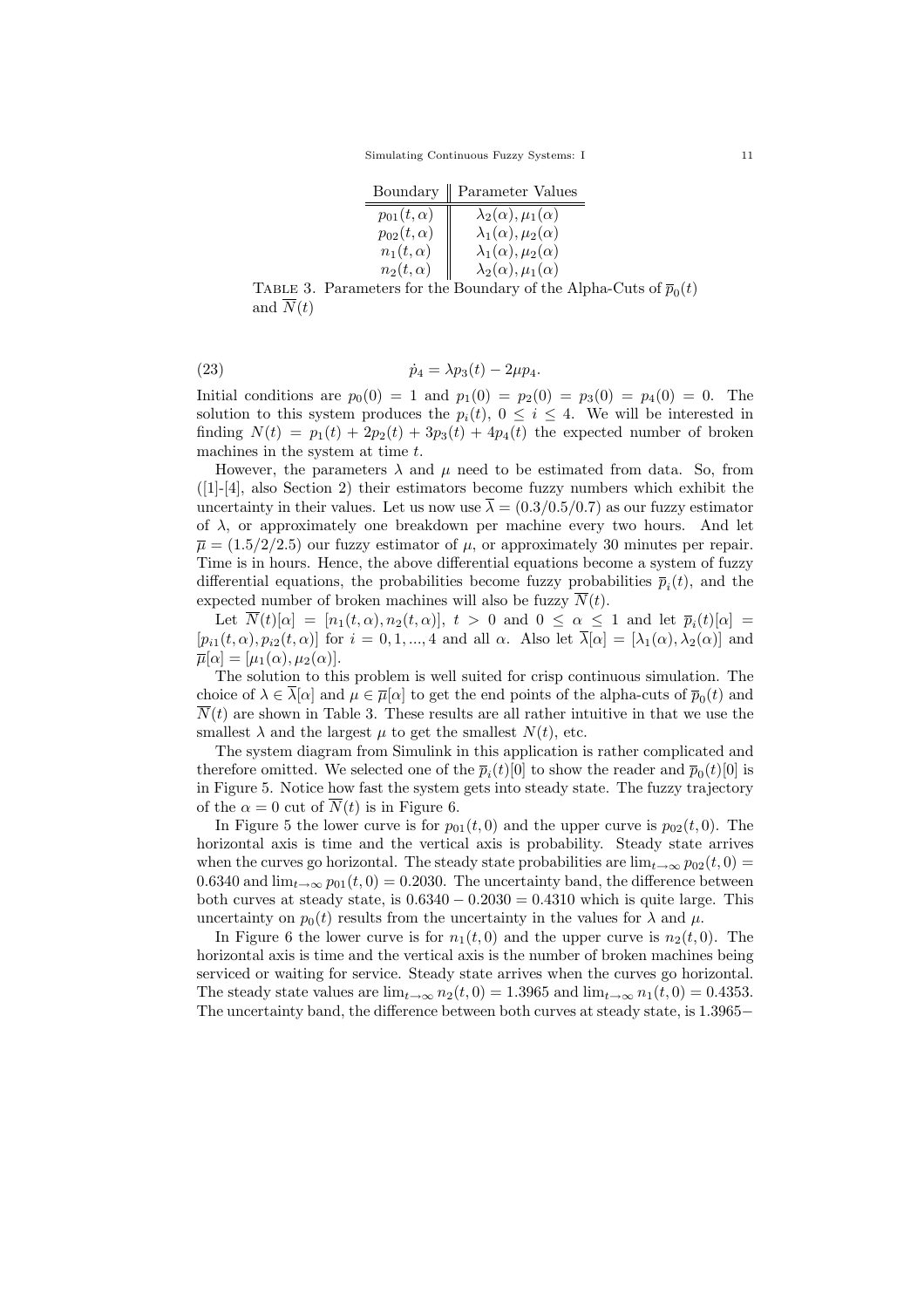| Boundary | Parameter Values |
|---|---|
| $p_{01}(t,\alpha)$ | $\lambda_2(\alpha), \mu_1(\alpha)$ |
| $p_{02}(t,\alpha)$ | $\lambda_1(\alpha), \mu_2(\alpha)$ |
| $n_1(t,\alpha)$ | $\lambda_1(\alpha), \mu_2(\alpha)$ |
| $n_2(t,\alpha)$ | $\lambda_2(\alpha), \mu_1(\alpha)$ |

TABLE 3. Parameters for the Boundary of the Alpha-Cuts of $\overline{p}_0(t)$ and $\overline{N}(t)$

$$\dot{p}_4 = \lambda p_3(t) - 2\mu p_4. \tag{23}$$

Initial conditions are $p_0(0) = 1$ and $p_1(0) = p_2(0) = p_3(0) = p_4(0) = 0$. The solution to this system produces the $p_i(t)$, $0 \leq i \leq 4$. We will be interested in finding $N(t) = p_1(t) + 2p_2(t) + 3p_3(t) + 4p_4(t)$ the expected number of broken machines in the system at time $t$.

However, the parameters $\lambda$ and $\mu$ need to be estimated from data. So, from ([1]-[4], also Section 2) their estimators become fuzzy numbers which exhibit the uncertainty in their values. Let us now use $\overline{\lambda} = (0.3/0.5/0.7)$ as our fuzzy estimator of $\lambda$, or approximately one breakdown per machine every two hours. And let $\overline{\mu} = (1.5/2/2.5)$ our fuzzy estimator of $\mu$, or approximately 30 minutes per repair. Time is in hours. Hence, the above differential equations become a system of fuzzy differential equations, the probabilities become fuzzy probabilities $\overline{p}_i(t)$, and the expected number of broken machines will also be fuzzy $\overline{N}(t)$.

Let $\overline{N}(t)[\alpha] = [n_1(t,\alpha), n_2(t,\alpha)]$, $t > 0$ and $0 \leq \alpha \leq 1$ and let $\overline{p}_i(t)[\alpha] = [p_{i1}(t,\alpha), p_{i2}(t,\alpha)]$ for $i = 0, 1, ..., 4$ and all $\alpha$. Also let $\overline{\lambda}[\alpha] = [\lambda_1(\alpha), \lambda_2(\alpha)]$ and $\overline{\mu}[\alpha] = [\mu_1(\alpha), \mu_2(\alpha)]$.

The solution to this problem is well suited for crisp continuous simulation. The choice of $\lambda \in \overline{\lambda}[\alpha]$ and $\mu \in \overline{\mu}[\alpha]$ to get the end points of the alpha-cuts of $\overline{p}_0(t)$ and $\overline{N}(t)$ are shown in Table 3. These results are all rather intuitive in that we use the smallest $\lambda$ and the largest $\mu$ to get the smallest $N(t)$, etc.

The system diagram from Simulink in this application is rather complicated and therefore omitted. We selected one of the $\overline{p}_i(t)[0]$ to show the reader and $\overline{p}_0(t)[0]$ is in Figure 5. Notice how fast the system gets into steady state. The fuzzy trajectory of the $\alpha = 0$ cut of $\overline{N}(t)$ is in Figure 6.

In Figure 5 the lower curve is for $p_{01}(t,0)$ and the upper curve is $p_{02}(t,0)$. The horizontal axis is time and the vertical axis is probability. Steady state arrives when the curves go horizontal. The steady state probabilities are $\lim_{t\to\infty} p_{02}(t,0) = 0.6340$ and $\lim_{t\to\infty} p_{01}(t,0) = 0.2030$. The uncertainty band, the difference between both curves at steady state, is $0.6340 - 0.2030 = 0.4310$ which is quite large. This uncertainty on $p_0(t)$ results from the uncertainty in the values for $\lambda$ and $\mu$.

In Figure 6 the lower curve is for $n_1(t,0)$ and the upper curve is $n_2(t,0)$. The horizontal axis is time and the vertical axis is the number of broken machines being serviced or waiting for service. Steady state arrives when the curves go horizontal. The steady state values are $\lim_{t\to\infty} n_2(t,0) = 1.3965$ and $\lim_{t\to\infty} n_1(t,0) = 0.4353$. The uncertainty band, the difference between both curves at steady state, is $1.3965-$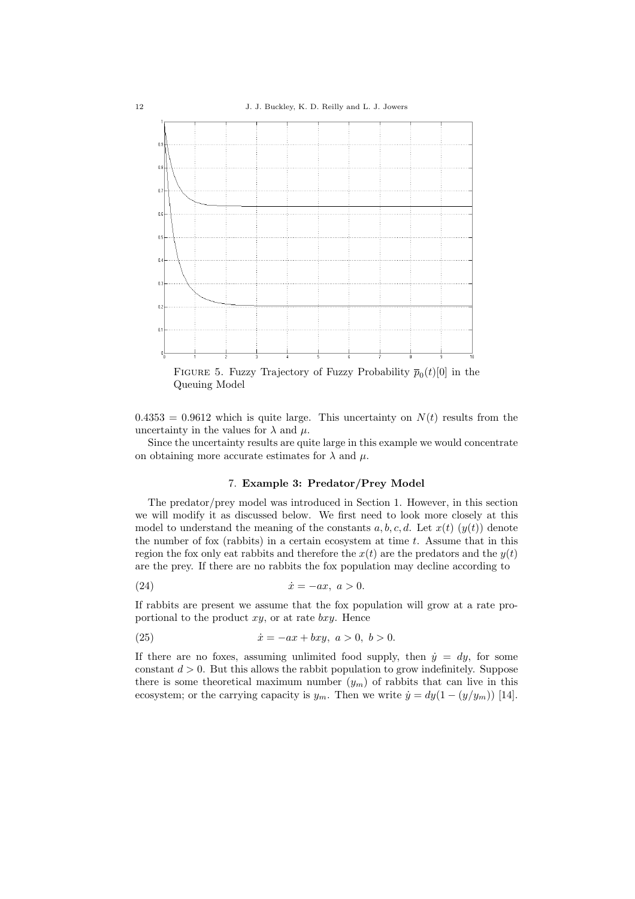FIGURE 5. Fuzzy Trajectory of Fuzzy Probability $\overline{p}_0(t)[0]$ in the Queuing Model

$0.4353 = 0.9612$ which is quite large. This uncertainty on $N(t)$ results from the uncertainty in the values for $\lambda$ and $\mu$.

Since the uncertainty results are quite large in this example we would concentrate on obtaining more accurate estimates for $\lambda$ and $\mu$.

## 7. Example 3: Predator/Prey Model

The predator/prey model was introduced in Section 1. However, in this section we will modify it as discussed below. We first need to look more closely at this model to understand the meaning of the constants $a, b, c, d$. Let $x(t)$ $(y(t))$ denote the number of fox (rabbits) in a certain ecosystem at time $t$. Assume that in this region the fox only eat rabbits and therefore the $x(t)$ are the predators and the $y(t)$ are the prey. If there are no rabbits the fox population may decline according to

$$\dot{x} = -ax, \ a > 0. \tag{24}$$

If rabbits are present we assume that the fox population will grow at a rate proportional to the product $xy$, or at rate $bxy$. Hence

$$\dot{x} = -ax + bxy, \ a > 0, \ b > 0. \tag{25}$$

If there are no foxes, assuming unlimited food supply, then $\dot{y} = dy$, for some constant $d > 0$. But this allows the rabbit population to grow indefinitely. Suppose there is some theoretical maximum number $(y_m)$ of rabbits that can live in this ecosystem; or the carrying capacity is $y_m$. Then we write $\dot{y} = dy(1 - (y/y_m))$ [14].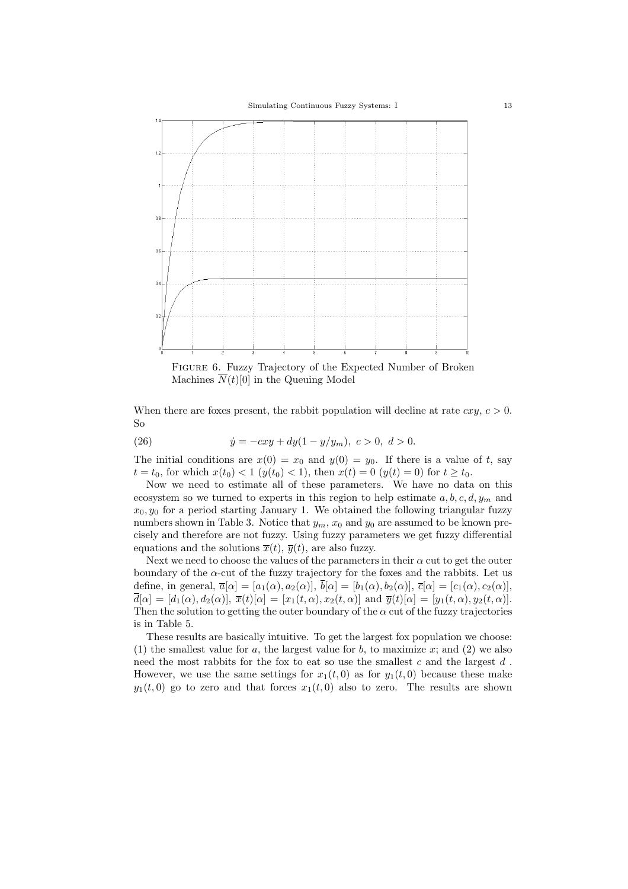FIGURE 6. Fuzzy Trajectory of the Expected Number of Broken Machines $\overline{N}(t)[0]$ in the Queuing Model

When there are foxes present, the rabbit population will decline at rate $cxy$, $c > 0$. So

$$\dot{y} = -cxy + dy(1 - y/y_m),\ c > 0,\ d > 0. \tag{26}$$

The initial conditions are $x(0) = x_0$ and $y(0) = y_0$. If there is a value of $t$, say $t = t_0$, for which $x(t_0) < 1$ ($y(t_0) < 1$), then $x(t) = 0$ ($y(t) = 0$) for $t \geq t_0$.

Now we need to estimate all of these parameters. We have no data on this ecosystem so we turned to experts in this region to help estimate $a, b, c, d, y_m$ and $x_0, y_0$ for a period starting January 1. We obtained the following triangular fuzzy numbers shown in Table 3. Notice that $y_m$, $x_0$ and $y_0$ are assumed to be known precisely and therefore are not fuzzy. Using fuzzy parameters we get fuzzy differential equations and the solutions $\overline{x}(t)$, $\overline{y}(t)$, are also fuzzy.

Next we need to choose the values of the parameters in their $\alpha$ cut to get the outer boundary of the $\alpha$-cut of the fuzzy trajectory for the foxes and the rabbits. Let us define, in general, $\overline{a}[\alpha] = [a_1(\alpha), a_2(\alpha)]$, $\overline{b}[\alpha] = [b_1(\alpha), b_2(\alpha)]$, $\overline{c}[\alpha] = [c_1(\alpha), c_2(\alpha)]$, $\overline{d}[\alpha] = [d_1(\alpha), d_2(\alpha)]$, $\overline{x}(t)[\alpha] = [x_1(t, \alpha), x_2(t, \alpha)]$ and $\overline{y}(t)[\alpha] = [y_1(t, \alpha), y_2(t, \alpha)]$. Then the solution to getting the outer boundary of the $\alpha$ cut of the fuzzy trajectories is in Table 5.

These results are basically intuitive. To get the largest fox population we choose: (1) the smallest value for $a$, the largest value for $b$, to maximize $x$; and (2) we also need the most rabbits for the fox to eat so use the smallest $c$ and the largest $d$ . However, we use the same settings for $x_1(t, 0)$ as for $y_1(t, 0)$ because these make $y_1(t, 0)$ go to zero and that forces $x_1(t, 0)$ also to zero. The results are shown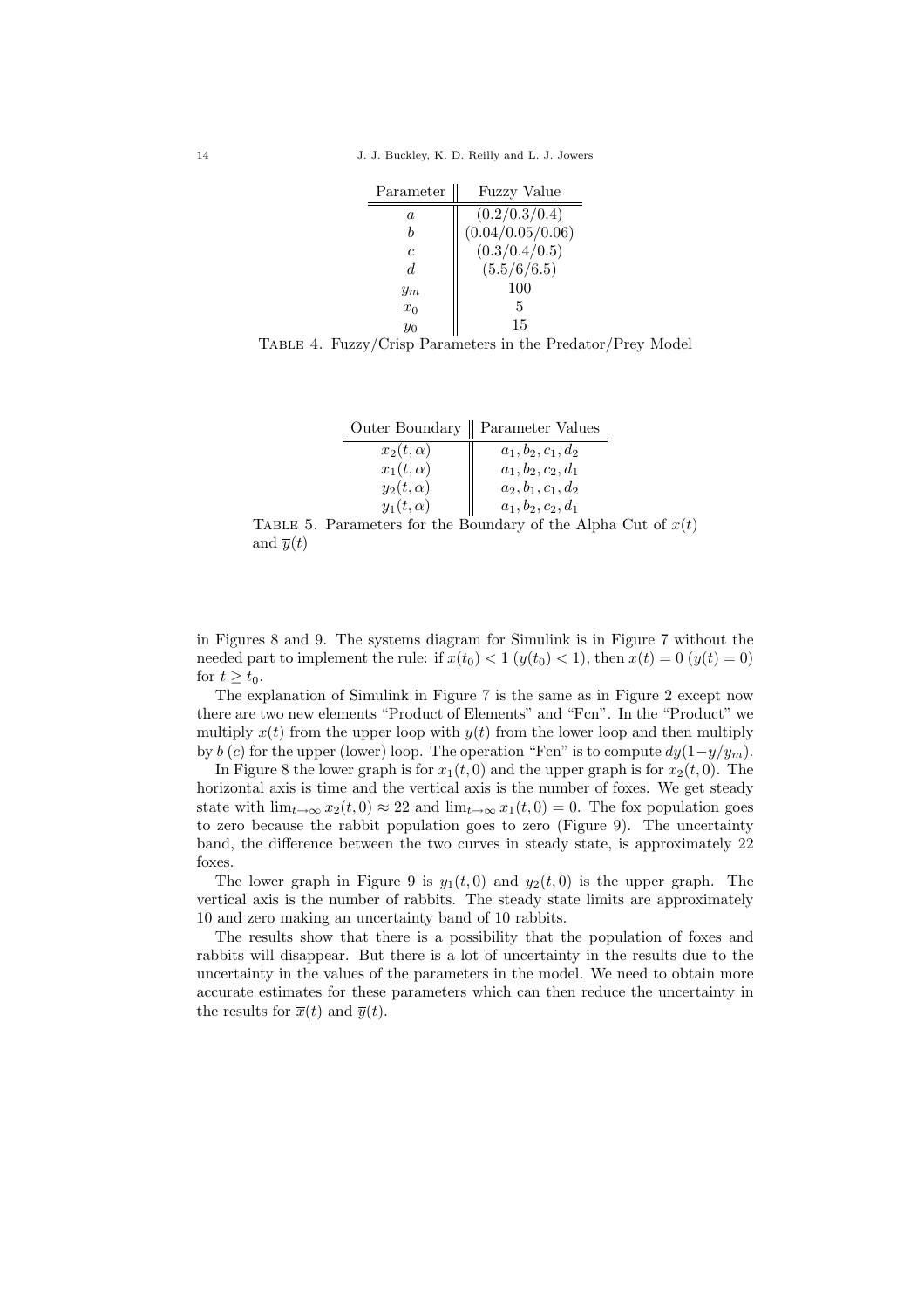| Parameter | Fuzzy Value |
|---|---|
| $a$ | $(0.2/0.3/0.4)$ |
| $b$ | $(0.04/0.05/0.06)$ |
| $c$ | $(0.3/0.4/0.5)$ |
| $d$ | $(5.5/6/6.5)$ |
| $y_m$ | 100 |
| $x_0$ | 5 |
| $y_0$ | 15 |

Table 4. Fuzzy/Crisp Parameters in the Predator/Prey Model

| Outer Boundary | Parameter Values |
|---|---|
| $x_2(t, \alpha)$ | $a_1, b_2, c_1, d_2$ |
| $x_1(t, \alpha)$ | $a_1, b_2, c_2, d_1$ |
| $y_2(t, \alpha)$ | $a_2, b_1, c_1, d_2$ |
| $y_1(t, \alpha)$ | $a_1, b_2, c_2, d_1$ |

Table 5. Parameters for the Boundary of the Alpha Cut of $\overline{x}(t)$ and $\overline{y}(t)$

in Figures 8 and 9. The systems diagram for Simulink is in Figure 7 without the needed part to implement the rule: if $x(t_0) < 1$ ($y(t_0) < 1$), then $x(t) = 0$ ($y(t) = 0$) for $t \geq t_0$.

The explanation of Simulink in Figure 7 is the same as in Figure 2 except now there are two new elements "Product of Elements" and "Fcn". In the "Product" we multiply $x(t)$ from the upper loop with $y(t)$ from the lower loop and then multiply by $b$ ($c$) for the upper (lower) loop. The operation "Fcn" is to compute $dy(1-y/y_m)$.

In Figure 8 the lower graph is for $x_1(t, 0)$ and the upper graph is for $x_2(t, 0)$. The horizontal axis is time and the vertical axis is the number of foxes. We get steady state with $\lim_{t\to\infty} x_2(t, 0) \approx 22$ and $\lim_{t\to\infty} x_1(t, 0) = 0$. The fox population goes to zero because the rabbit population goes to zero (Figure 9). The uncertainty band, the difference between the two curves in steady state, is approximately 22 foxes.

The lower graph in Figure 9 is $y_1(t, 0)$ and $y_2(t, 0)$ is the upper graph. The vertical axis is the number of rabbits. The steady state limits are approximately 10 and zero making an uncertainty band of 10 rabbits.

The results show that there is a possibility that the population of foxes and rabbits will disappear. But there is a lot of uncertainty in the results due to the uncertainty in the values of the parameters in the model. We need to obtain more accurate estimates for these parameters which can then reduce the uncertainty in the results for $\overline{x}(t)$ and $\overline{y}(t)$.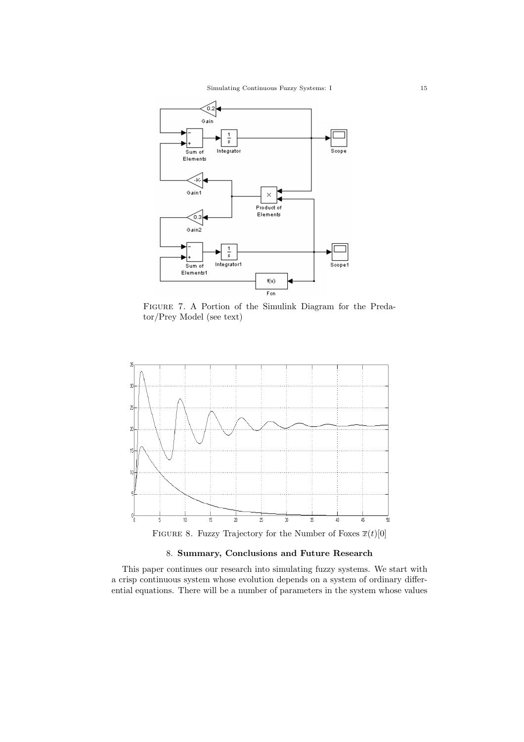FIGURE 7. A Portion of the Simulink Diagram for the Predator/Prey Model (see text)

FIGURE 8. Fuzzy Trajectory for the Number of Foxes $\overline{x}(t)[0]$

## 8. Summary, Conclusions and Future Research

This paper continues our research into simulating fuzzy systems. We start with a crisp continuous system whose evolution depends on a system of ordinary differential equations. There will be a number of parameters in the system whose values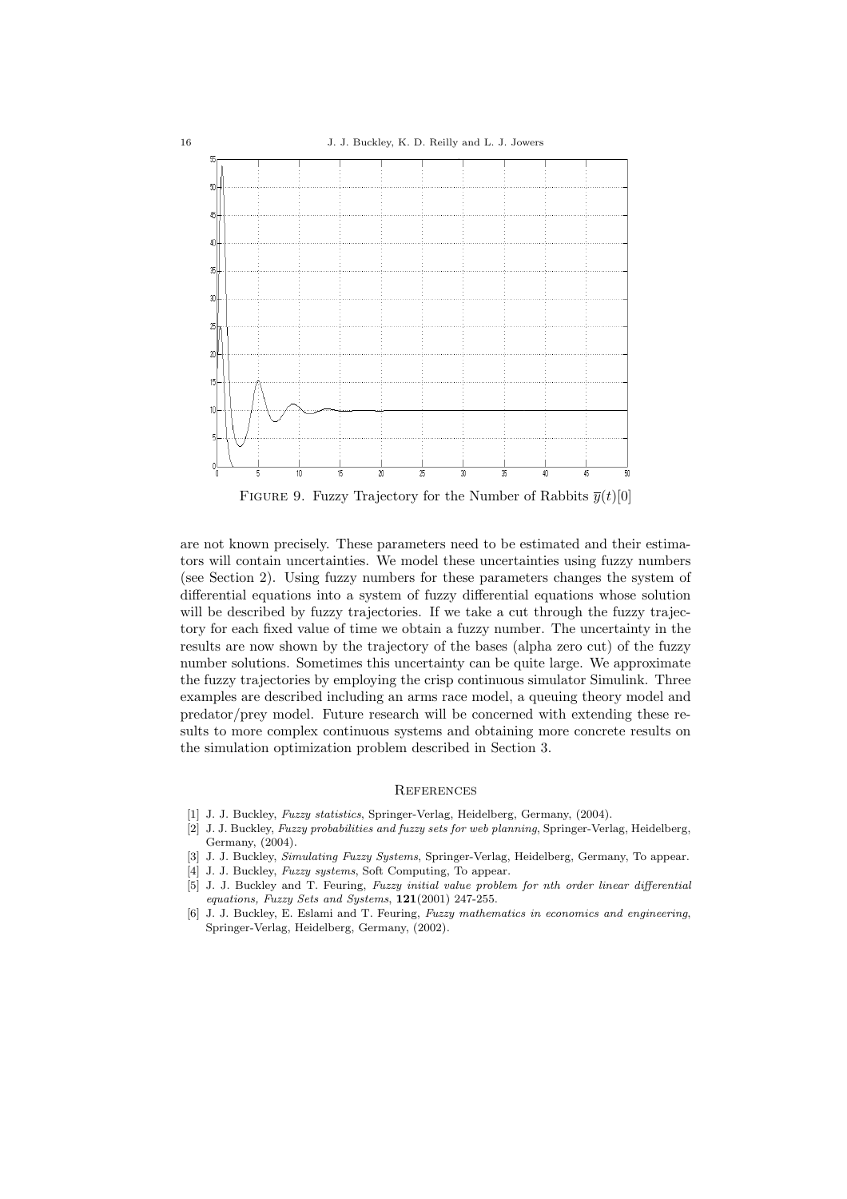FIGURE 9. Fuzzy Trajectory for the Number of Rabbits $\overline{y}(t)[0]$

are not known precisely. These parameters need to be estimated and their estimators will contain uncertainties. We model these uncertainties using fuzzy numbers (see Section 2). Using fuzzy numbers for these parameters changes the system of differential equations into a system of fuzzy differential equations whose solution will be described by fuzzy trajectories. If we take a cut through the fuzzy trajectory for each fixed value of time we obtain a fuzzy number. The uncertainty in the results are now shown by the trajectory of the bases (alpha zero cut) of the fuzzy number solutions. Sometimes this uncertainty can be quite large. We approximate the fuzzy trajectories by employing the crisp continuous simulator Simulink. Three examples are described including an arms race model, a queuing theory model and predator/prey model. Future research will be concerned with extending these results to more complex continuous systems and obtaining more concrete results on the simulation optimization problem described in Section 3.

## REFERENCES

[1] J. J. Buckley, *Fuzzy statistics*, Springer-Verlag, Heidelberg, Germany, (2004).

[2] J. J. Buckley, *Fuzzy probabilities and fuzzy sets for web planning*, Springer-Verlag, Heidelberg, Germany, (2004).

[3] J. J. Buckley, *Simulating Fuzzy Systems*, Springer-Verlag, Heidelberg, Germany, To appear.

[4] J. J. Buckley, *Fuzzy systems*, Soft Computing, To appear.

[5] J. J. Buckley and T. Feuring, *Fuzzy initial value problem for nth order linear differential equations, Fuzzy Sets and Systems*, **121**(2001) 247-255.

[6] J. J. Buckley, E. Eslami and T. Feuring, *Fuzzy mathematics in economics and engineering*, Springer-Verlag, Heidelberg, Germany, (2002).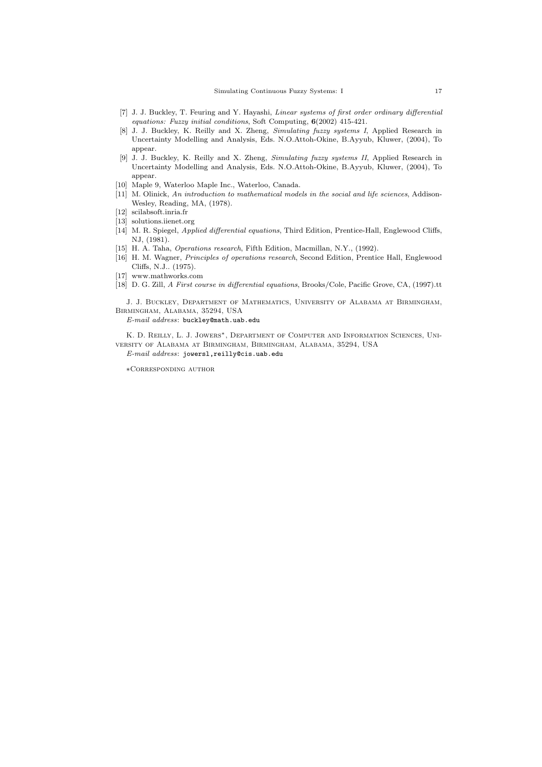[7] J. J. Buckley, T. Feuring and Y. Hayashi, *Linear systems of first order ordinary differential equations: Fuzzy initial conditions*, Soft Computing, **6**(2002) 415-421.

[8] J. J. Buckley, K. Reilly and X. Zheng, *Simulating fuzzy systems I*, Applied Research in Uncertainty Modelling and Analysis, Eds. N.O.Attoh-Okine, B.Ayyub, Kluwer, (2004), To appear.

[9] J. J. Buckley, K. Reilly and X. Zheng, *Simulating fuzzy systems II*, Applied Research in Uncertainty Modelling and Analysis, Eds. N.O.Attoh-Okine, B.Ayyub, Kluwer, (2004), To appear.

[10] Maple 9, Waterloo Maple Inc., Waterloo, Canada.

[11] M. Olinick, *An introduction to mathematical models in the social and life sciences*, Addison-Wesley, Reading, MA, (1978).

[12] scilabsoft.inria.fr

[13] solutions.iienet.org

[14] M. R. Spiegel, *Applied differential equations*, Third Edition, Prentice-Hall, Englewood Cliffs, NJ, (1981).

[15] H. A. Taha, *Operations research*, Fifth Edition, Macmillan, N.Y., (1992).

[16] H. M. Wagner, *Principles of operations research*, Second Edition, Prentice Hall, Englewood Cliffs, N.J.. (1975).

[17] www.mathworks.com

[18] D. G. Zill, *A First course in differential equations*, Brooks/Cole, Pacific Grove, CA, (1997).tt

J. J. Buckley, Department of Mathematics, University of Alabama at Birmingham, Birmingham, Alabama, 35294, USA

*E-mail address*: buckley@math.uab.edu

K. D. Reilly, L. J. Jowers*, Department of Computer and Information Sciences, University of Alabama at Birmingham, Birmingham, Alabama, 35294, USA

*E-mail address*: jowersl,reilly@cis.uab.edu

*Corresponding author